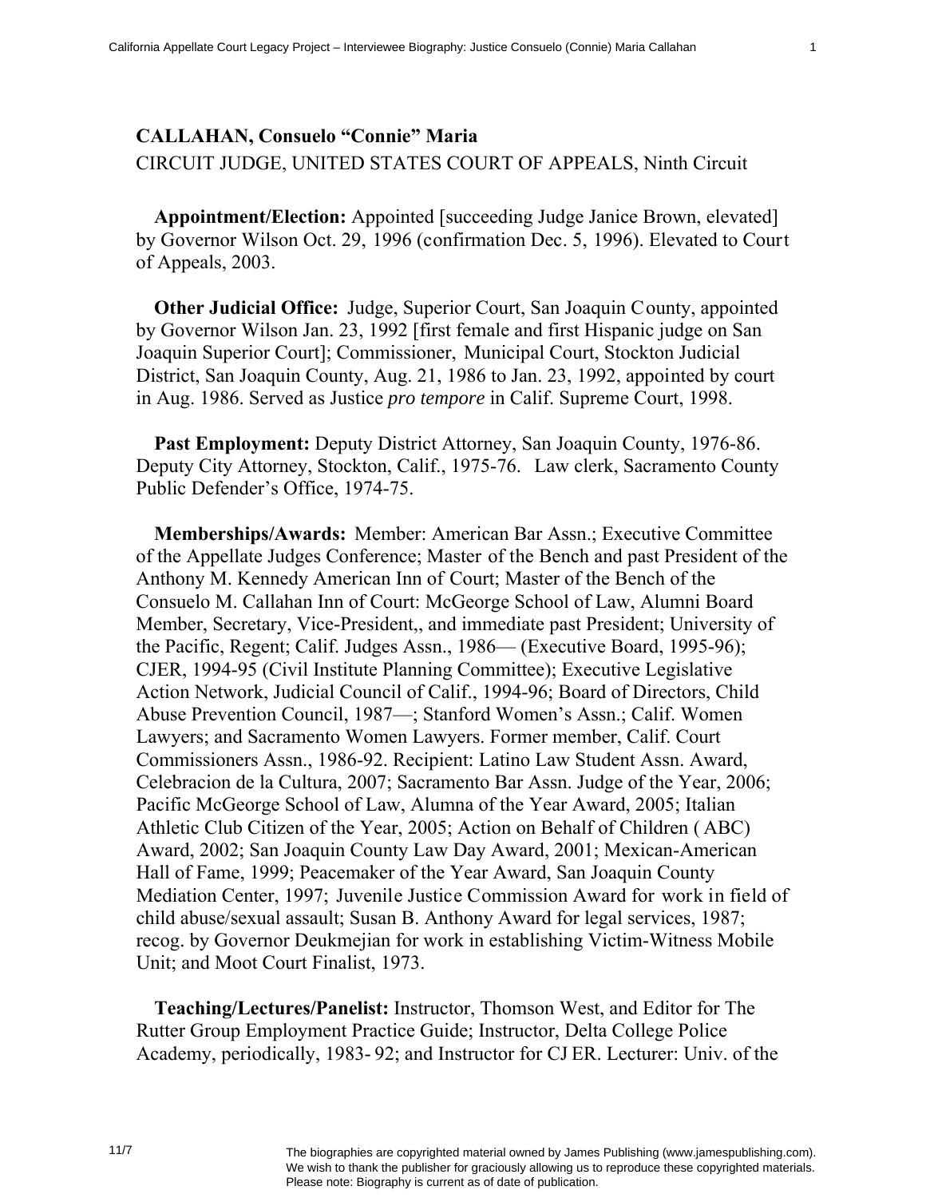**CALLAHAN, Consuelo "Connie" Maria**

CIRCUIT JUDGE, UNITED STATES COURT OF APPEALS, Ninth Circuit

**Appointment/Election:** Appointed [succeeding Judge Janice Brown, elevated] by Governor Wilson Oct. 29, 1996 (confirmation Dec. 5, 1996). Elevated to Court of Appeals, 2003.

**Other Judicial Office:** Judge, Superior Court, San Joaquin County, appointed by Governor Wilson Jan. 23, 1992 [first female and first Hispanic judge on San Joaquin Superior Court]; Commissioner, Municipal Court, Stockton Judicial District, San Joaquin County, Aug. 21, 1986 to Jan. 23, 1992, appointed by court in Aug. 1986. Served as Justice *pro tempore* in Calif. Supreme Court, 1998.

**Past Employment:** Deputy District Attorney, San Joaquin County, 1976-86. Deputy City Attorney, Stockton, Calif., 1975-76. Law clerk, Sacramento County Public Defender's Office, 1974-75.

**Memberships/Awards:** Member: American Bar Assn.; Executive Committee of the Appellate Judges Conference; Master of the Bench and past President of the Anthony M. Kennedy American Inn of Court; Master of the Bench of the Consuelo M. Callahan Inn of Court: McGeorge School of Law, Alumni Board Member, Secretary, Vice-President,, and immediate past President; University of the Pacific, Regent; Calif. Judges Assn., 1986— (Executive Board, 1995-96); CJER, 1994-95 (Civil Institute Planning Committee); Executive Legislative Action Network, Judicial Council of Calif., 1994-96; Board of Directors, Child Abuse Prevention Council, 1987—; Stanford Women's Assn.; Calif. Women Lawyers; and Sacramento Women Lawyers. Former member, Calif. Court Commissioners Assn., 1986-92. Recipient: Latino Law Student Assn. Award, Celebracion de la Cultura, 2007; Sacramento Bar Assn. Judge of the Year, 2006; Pacific McGeorge School of Law, Alumna of the Year Award, 2005; Italian Athletic Club Citizen of the Year, 2005; Action on Behalf of Children ( ABC) Award, 2002; San Joaquin County Law Day Award, 2001; Mexican-American Hall of Fame, 1999; Peacemaker of the Year Award, San Joaquin County Mediation Center, 1997; Juvenile Justice Commission Award for work in field of child abuse/sexual assault; Susan B. Anthony Award for legal services, 1987; recog. by Governor Deukmejian for work in establishing Victim-Witness Mobile Unit; and Moot Court Finalist, 1973.

**Teaching/Lectures/Panelist:** Instructor, Thomson West, and Editor for The Rutter Group Employment Practice Guide; Instructor, Delta College Police Academy, periodically, 1983- 92; and Instructor for CJ ER. Lecturer: Univ. of the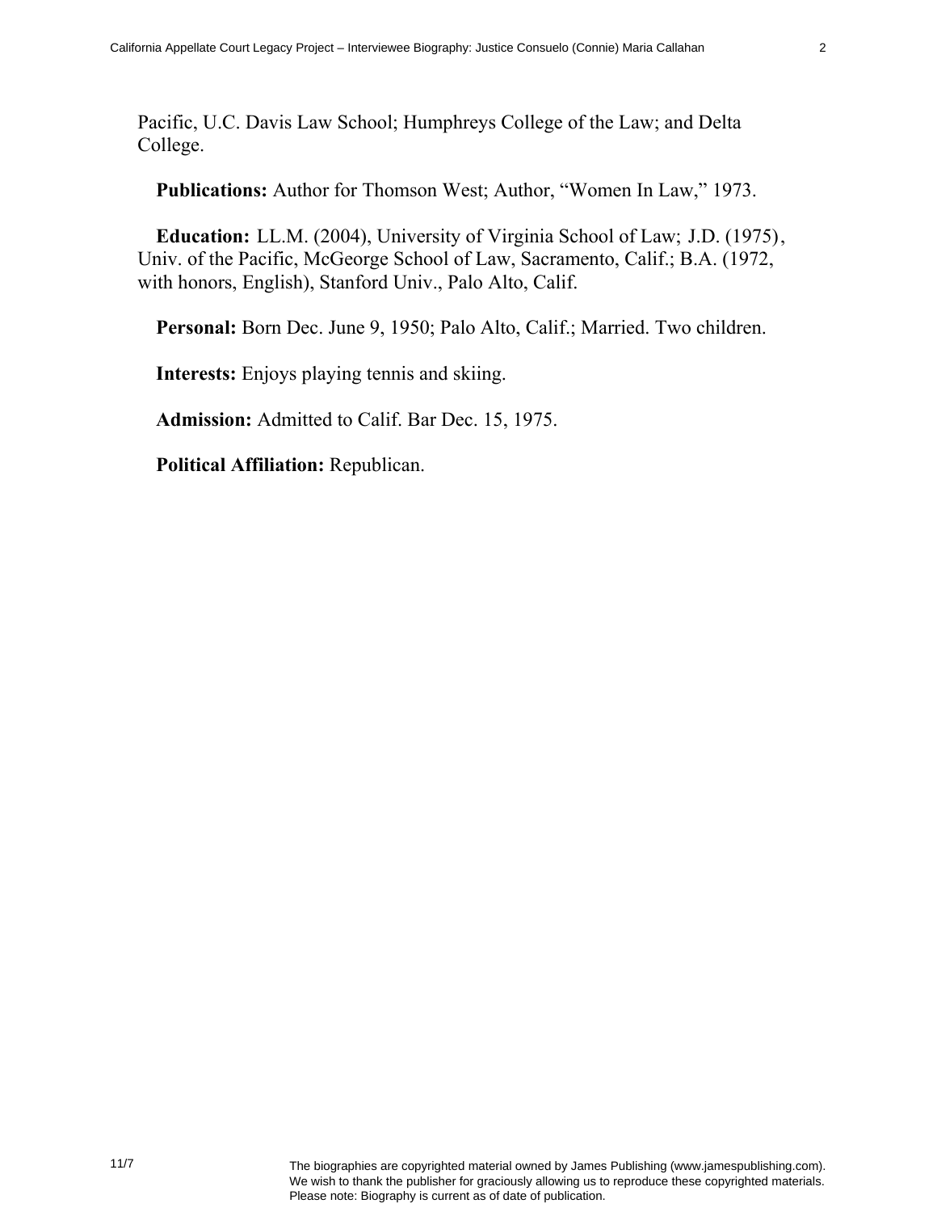Pacific, U.C. Davis Law School; Humphreys College of the Law; and Delta College.

**Publications:** Author for Thomson West; Author, "Women In Law," 1973.

**Education:** LL.M. (2004), University of Virginia School of Law; J.D. (1975), Univ. of the Pacific, McGeorge School of Law, Sacramento, Calif.; B.A. (1972, with honors, English), Stanford Univ., Palo Alto, Calif.

**Personal:** Born Dec. June 9, 1950; Palo Alto, Calif.; Married. Two children.

**Interests:** Enjoys playing tennis and skiing.

**Admission:** Admitted to Calif. Bar Dec. 15, 1975.

**Political Affiliation:** Republican.

11/7

The biographies are copyrighted material owned by James Publishing (www.jamespublishing.com). We wish to thank the publisher for graciously allowing us to reproduce these copyrighted materials. Please note: Biography is current as of date of publication.